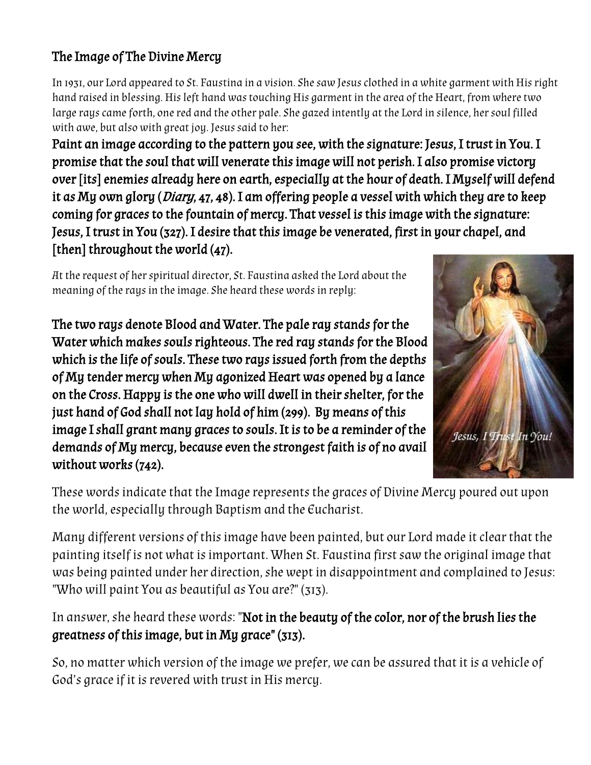## The Image of The Divine Mercy

*In 1931, our Lord appeared to St. Faustina in a vision. She saw Jesus clothed in a white garment with His right hand raised in blessing. His left hand was touching His garment in the area of the Heart, from where two large rays came forth, one red and the other pale. She gazed intently at the Lord in silence, her soul filled with awe, but also with great joy. Jesus said to her:*

**Paint an image according to the pattern you see, with the signature: Jesus, I trust in You. I promise that the soul that will venerate this image will not perish. I also promise victory over [its] enemies already here on earth, especially at the hour of death. I Myself will defend it as My own glory (*Diary*, 47, 48). I am offering people a vessel with which they are to keep coming for graces to the fountain of mercy. That vessel is this image with the signature: Jesus, I trust in You (327). I desire that this image be venerated, first in your chapel, and [then] throughout the world (47).**

*At the request of her spiritual director, St. Faustina asked the Lord about the meaning of the rays in the image. She heard these words in reply:*

**The two rays denote Blood and Water. The pale ray stands for the Water which makes souls righteous. The red ray stands for the Blood which is the life of souls. These two rays issued forth from the depths of My tender mercy when My agonized Heart was opened by a lance on the Cross. Happy is the one who will dwell in their shelter, for the just hand of God shall not lay hold of him (299). By means of this image I shall grant many graces to souls. It is to be a reminder of the demands of My mercy, because even the strongest faith is of no avail without works (742).**

These words indicate that the Image represents the graces of Divine Mercy poured out upon the world, especially through Baptism and the Eucharist.

Many different versions of this image have been painted, but our Lord made it clear that the painting itself is not what is important. When St. Faustina first saw the original image that was being painted under her direction, she wept in disappointment and complained to Jesus: "Who will paint You as beautiful as You are?" (313).

In answer, she heard these words: "**Not in the beauty of the color, nor of the brush lies the greatness of this image, but in My grace" (313).**

So, no matter which version of the image we prefer, we can be assured that it is a vehicle of God's grace if it is revered with trust in His mercy.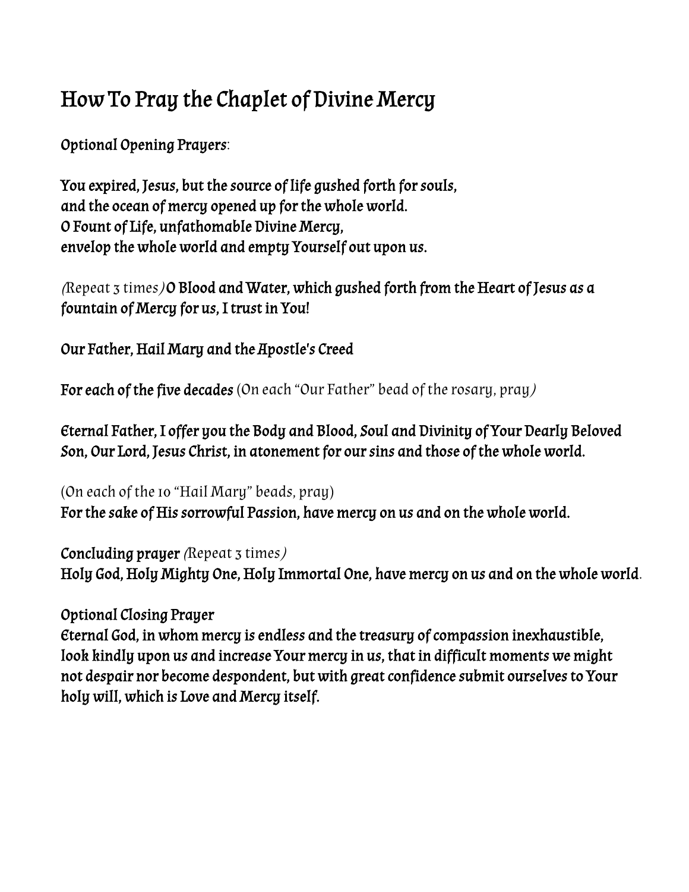# How To Pray the Chaplet of Divine Mercy

**Optional Opening Prayers**:

**You expired, Jesus, but the source of life gushed forth for souls,
and the ocean of mercy opened up for the whole world.
O Fount of Life, unfathomable Divine Mercy,
envelop the whole world and empty Yourself out upon us.**

(Repeat 3 times) **O Blood and Water, which gushed forth from the Heart of Jesus as a fountain of Mercy for us, I trust in You!**

**Our Father, Hail Mary and the Apostle's Creed**

**For each of the five decades** (On each "Our Father" bead of the rosary, pray)

**Eternal Father, I offer you the Body and Blood, Soul and Divinity of Your Dearly Beloved Son, Our Lord, Jesus Christ, in atonement for our sins and those of the whole world.**

(On each of the 10 "Hail Mary" beads, pray)
**For the sake of His sorrowful Passion, have mercy on us and on the whole world.**

**Concluding prayer** (Repeat 3 times)
**Holy God, Holy Mighty One, Holy Immortal One, have mercy on us and on the whole world.**

**Optional Closing Prayer**
**Eternal God, in whom mercy is endless and the treasury of compassion inexhaustible, look kindly upon us and increase Your mercy in us, that in difficult moments we might not despair nor become despondent, but with great confidence submit ourselves to Your holy will, which is Love and Mercy itself.**